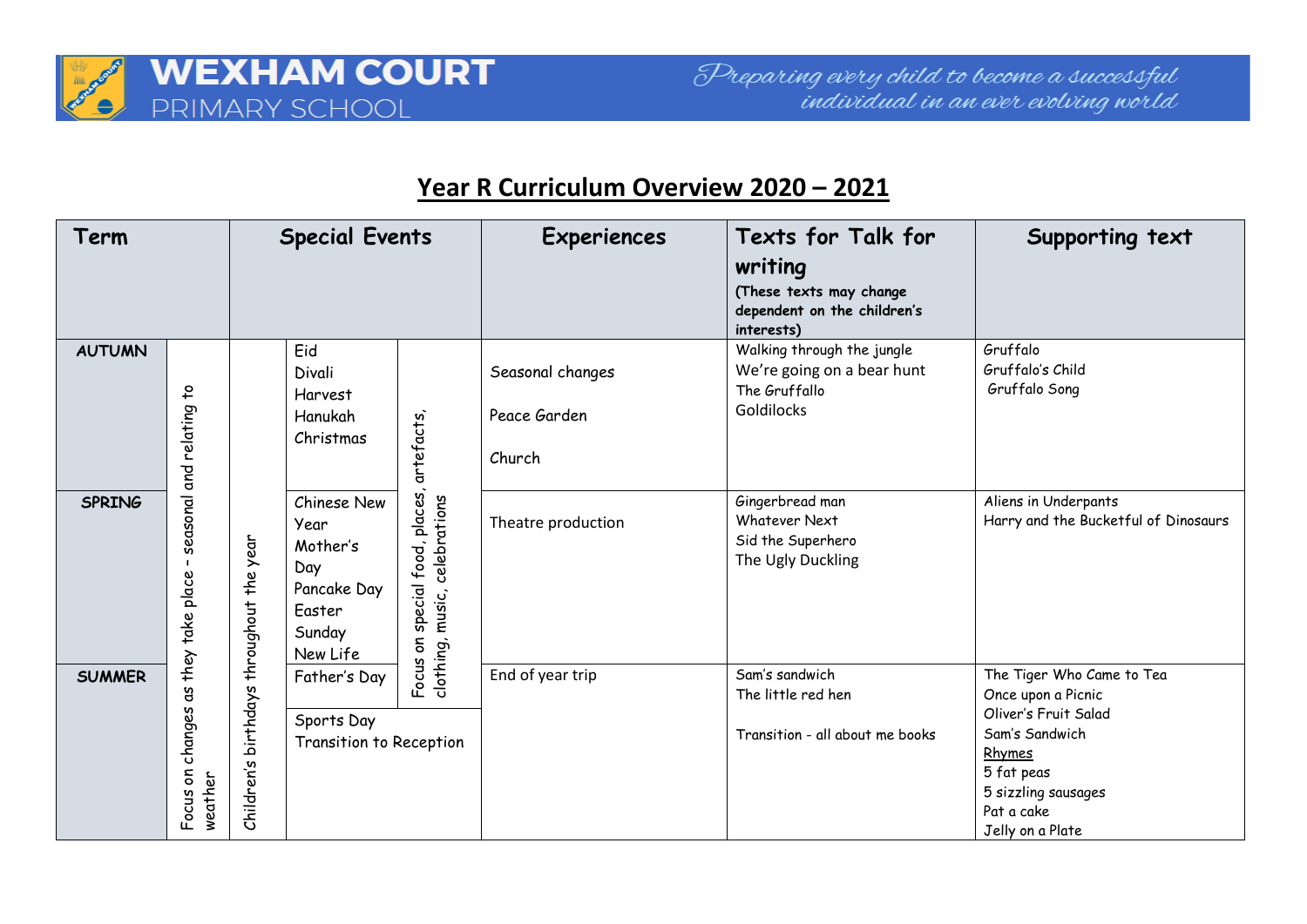# Year R Curriculum Overview 2020 – 2021

| Term | | Special Events | | | Experiences | Texts for Talk for writing (These texts may change dependent on the children's interests) | Supporting text |
|---|---|---|---|---|---|---|---|
| **AUTUMN** | Focus on changes as they take place - seasonal and relating to weather | Children's birthdays throughout the year | Eid<br>Divali<br>Harvest<br>Hanukah<br>Christmas | Focus on special food, places, artefacts, clothing, music, celebrations | Seasonal changes<br><br>Peace Garden<br><br>Church | Walking through the jungle<br>We're going on a bear hunt<br>The Gruffalo<br>Goldilocks | Gruffalo<br>Gruffalo's Child<br>Gruffalo Song |
| **SPRING** | | | Chinese New Year<br>Mother's Day<br>Pancake Day<br>Easter Sunday<br>New Life | | Theatre production | Gingerbread man<br>Whatever Next<br>Sid the Superhero<br>The Ugly Duckling | Aliens in Underpants<br>Harry and the Bucketful of Dinosaurs |
| **SUMMER** | | | Father's Day<br><br>Sports Day<br>Transition to Reception | | End of year trip | Sam's sandwich<br>The little red hen<br><br>Transition - all about me books | The Tiger Who Came to Tea<br>Once upon a Picnic<br>Oliver's Fruit Salad<br>Sam's Sandwich<br>Rhymes<br>5 fat peas<br>5 sizzling sausages<br>Pat a cake<br>Jelly on a Plate |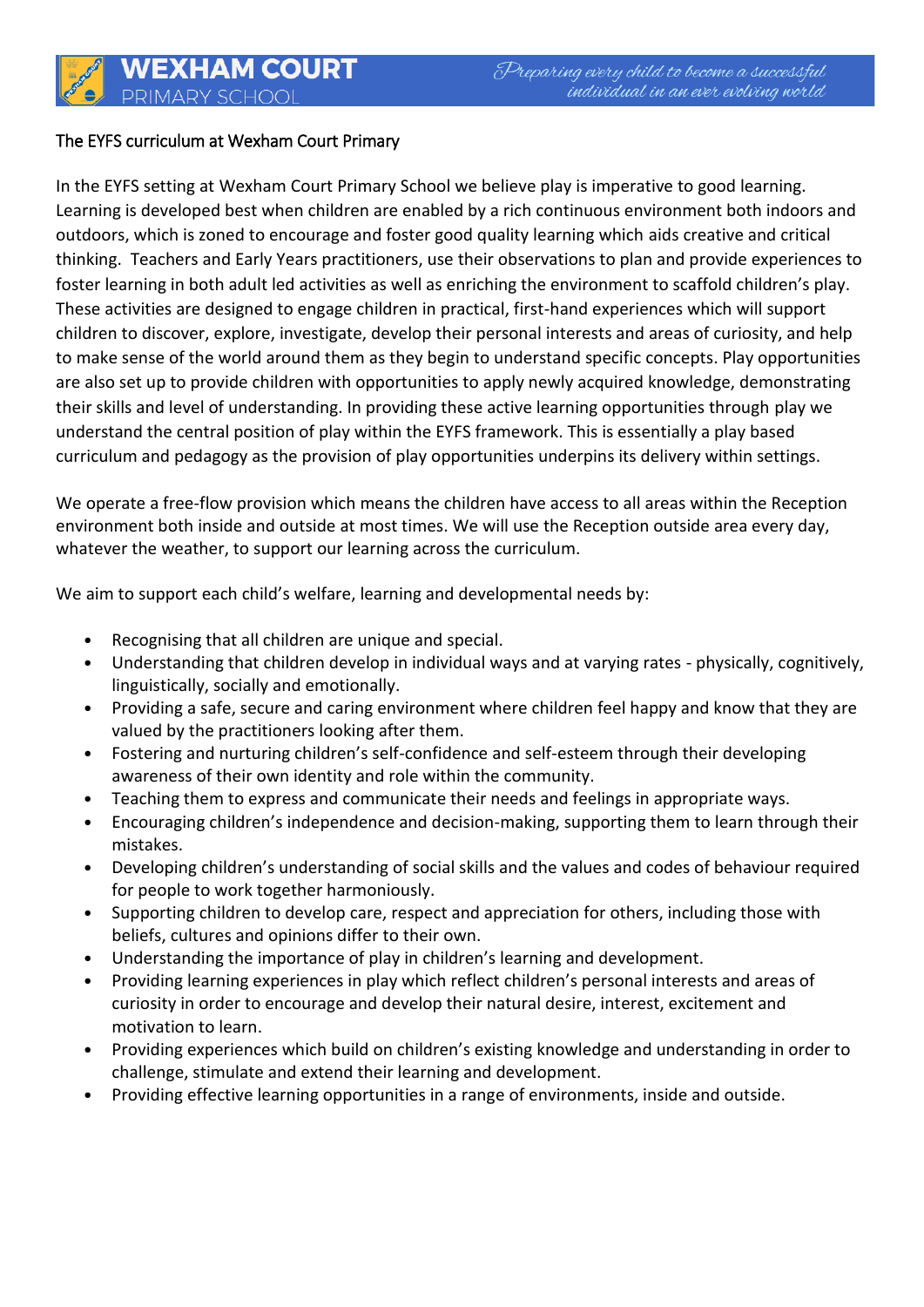The EYFS curriculum at Wexham Court Primary

In the EYFS setting at Wexham Court Primary School we believe play is imperative to good learning. Learning is developed best when children are enabled by a rich continuous environment both indoors and outdoors, which is zoned to encourage and foster good quality learning which aids creative and critical thinking. Teachers and Early Years practitioners, use their observations to plan and provide experiences to foster learning in both adult led activities as well as enriching the environment to scaffold children's play. These activities are designed to engage children in practical, first-hand experiences which will support children to discover, explore, investigate, develop their personal interests and areas of curiosity, and help to make sense of the world around them as they begin to understand specific concepts. Play opportunities are also set up to provide children with opportunities to apply newly acquired knowledge, demonstrating their skills and level of understanding. In providing these active learning opportunities through play we understand the central position of play within the EYFS framework. This is essentially a play based curriculum and pedagogy as the provision of play opportunities underpins its delivery within settings.

We operate a free-flow provision which means the children have access to all areas within the Reception environment both inside and outside at most times. We will use the Reception outside area every day, whatever the weather, to support our learning across the curriculum.

We aim to support each child's welfare, learning and developmental needs by:

- Recognising that all children are unique and special.
- Understanding that children develop in individual ways and at varying rates - physically, cognitively, linguistically, socially and emotionally.
- Providing a safe, secure and caring environment where children feel happy and know that they are valued by the practitioners looking after them.
- Fostering and nurturing children's self-confidence and self-esteem through their developing awareness of their own identity and role within the community.
- Teaching them to express and communicate their needs and feelings in appropriate ways.
- Encouraging children's independence and decision-making, supporting them to learn through their mistakes.
- Developing children's understanding of social skills and the values and codes of behaviour required for people to work together harmoniously.
- Supporting children to develop care, respect and appreciation for others, including those with beliefs, cultures and opinions differ to their own.
- Understanding the importance of play in children's learning and development.
- Providing learning experiences in play which reflect children's personal interests and areas of curiosity in order to encourage and develop their natural desire, interest, excitement and motivation to learn.
- Providing experiences which build on children's existing knowledge and understanding in order to challenge, stimulate and extend their learning and development.
- Providing effective learning opportunities in a range of environments, inside and outside.